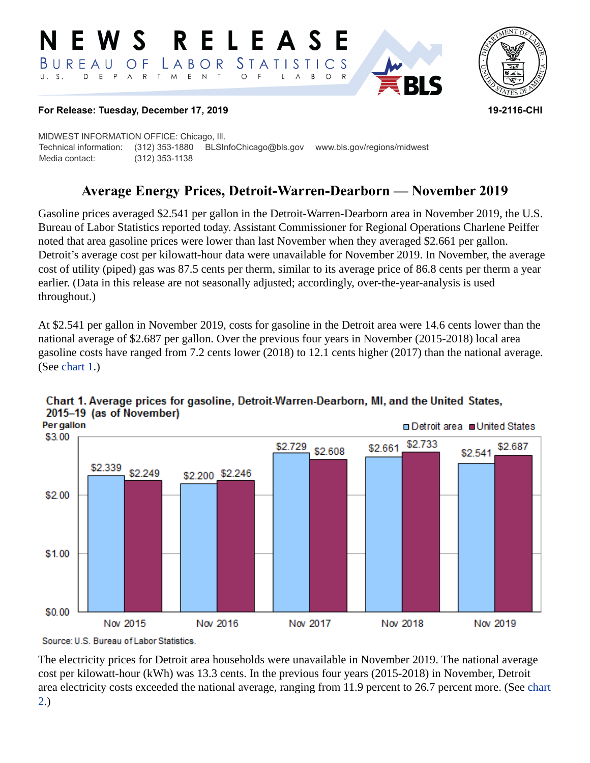# NEWS RELEASE

BUREAU OF LABOR STATISTICS

U. S. DEPARTMENT OF LABOR

**For Release: Tuesday, December 17, 2019** **19-2116-CHI**

MIDWEST INFORMATION OFFICE: Chicago, Ill.

Technical information: (312) 353-1880 BLSInfoChicago@bls.gov www.bls.gov/regions/midwest

Media contact: (312) 353-1138

## Average Energy Prices, Detroit-Warren-Dearborn — November 2019

Gasoline prices averaged $2.541 per gallon in the Detroit-Warren-Dearborn area in November 2019, the U.S. Bureau of Labor Statistics reported today. Assistant Commissioner for Regional Operations Charlene Peiffer noted that area gasoline prices were lower than last November when they averaged $2.661 per gallon. Detroit's average cost per kilowatt-hour data were unavailable for November 2019. In November, the average cost of utility (piped) gas was 87.5 cents per therm, similar to its average price of 86.8 cents per therm a year earlier. (Data in this release are not seasonally adjusted; accordingly, over-the-year-analysis is used throughout.)

At $2.541 per gallon in November 2019, costs for gasoline in the Detroit area were 14.6 cents lower than the national average of $2.687 per gallon. Over the previous four years in November (2015-2018) local area gasoline costs have ranged from 7.2 cents lower (2018) to 12.1 cents higher (2017) than the national average. (See chart 1.)

**Chart 1. Average prices for gasoline, Detroit-Warren-Dearborn, MI, and the United States, 2015–19 (as of November)**

Per gallon

| | Detroit area | United States |
|---|---|---|
| Nov 2015 | $2.339 | $2.249 |
| Nov 2016 | $2.200 | $2.246 |
| Nov 2017 | $2.729 | $2.608 |
| Nov 2018 | $2.661 | $2.733 |
| Nov 2019 | $2.541 | $2.687 |

Source: U.S. Bureau of Labor Statistics.

The electricity prices for Detroit area households were unavailable in November 2019. The national average cost per kilowatt-hour (kWh) was 13.3 cents. In the previous four years (2015-2018) in November, Detroit area electricity costs exceeded the national average, ranging from 11.9 percent to 26.7 percent more. (See chart 2.)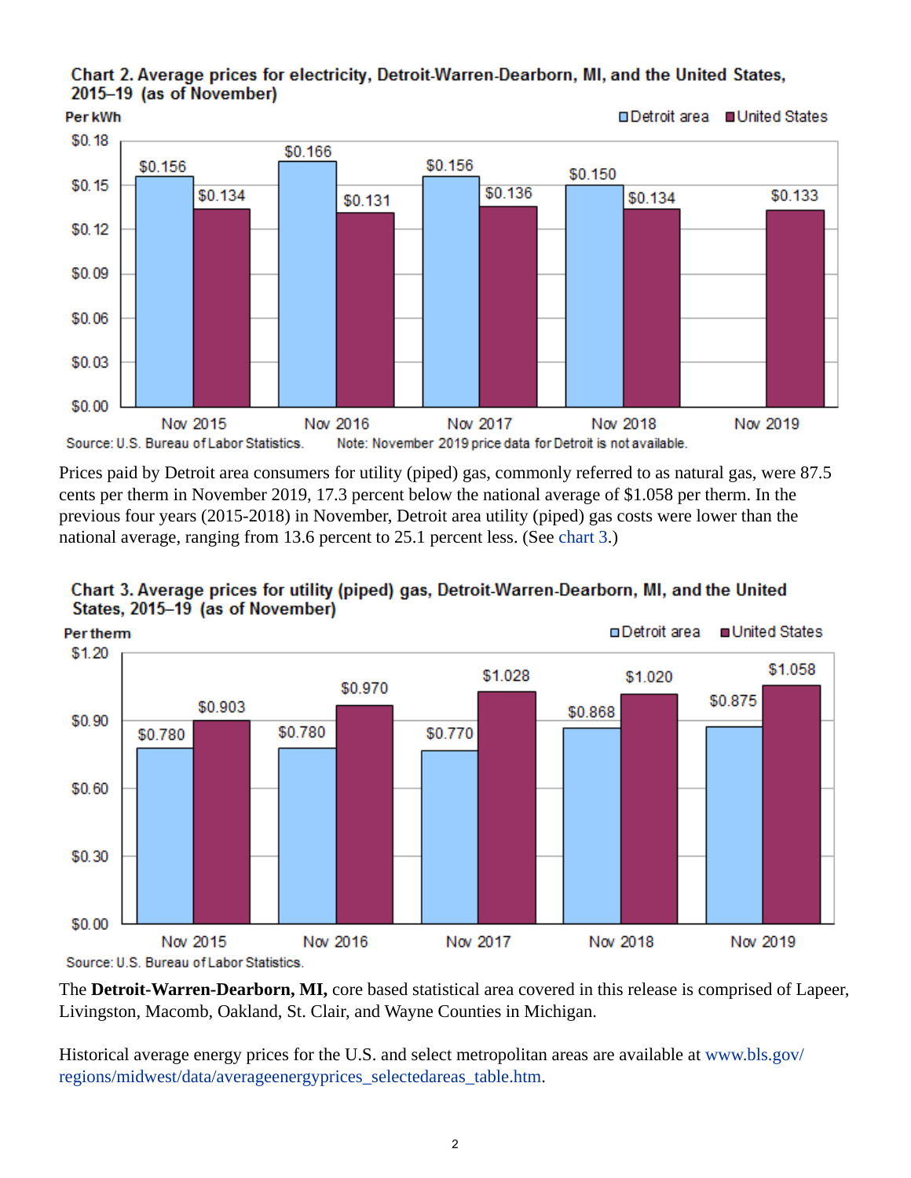**Chart 2. Average prices for electricity, Detroit-Warren-Dearborn, MI, and the United States, 2015–19 (as of November)**

Per kWh

| | Detroit area | United States |
|---|---|---|
| Nov 2015 | $0.156 | $0.134 |
| Nov 2016 | $0.166 | $0.131 |
| Nov 2017 | $0.156 | $0.136 |
| Nov 2018 | $0.150 | $0.134 |
| Nov 2019 | | $0.133 |

Source: U.S. Bureau of Labor Statistics. Note: November 2019 price data for Detroit is not available.

Prices paid by Detroit area consumers for utility (piped) gas, commonly referred to as natural gas, were 87.5 cents per therm in November 2019, 17.3 percent below the national average of $1.058 per therm. In the previous four years (2015-2018) in November, Detroit area utility (piped) gas costs were lower than the national average, ranging from 13.6 percent to 25.1 percent less. (See chart 3.)

**Chart 3. Average prices for utility (piped) gas, Detroit-Warren-Dearborn, MI, and the United States, 2015–19 (as of November)**

Per therm

| | Detroit area | United States |
|---|---|---|
| Nov 2015 | $0.780 | $0.903 |
| Nov 2016 | $0.780 | $0.970 |
| Nov 2017 | $0.770 | $1.028 |
| Nov 2018 | $0.868 | $1.020 |
| Nov 2019 | $0.875 | $1.058 |

Source: U.S. Bureau of Labor Statistics.

The **Detroit-Warren-Dearborn, MI,** core based statistical area covered in this release is comprised of Lapeer, Livingston, Macomb, Oakland, St. Clair, and Wayne Counties in Michigan.

Historical average energy prices for the U.S. and select metropolitan areas are available at www.bls.gov/regions/midwest/data/averageenergyprices_selectedareas_table.htm.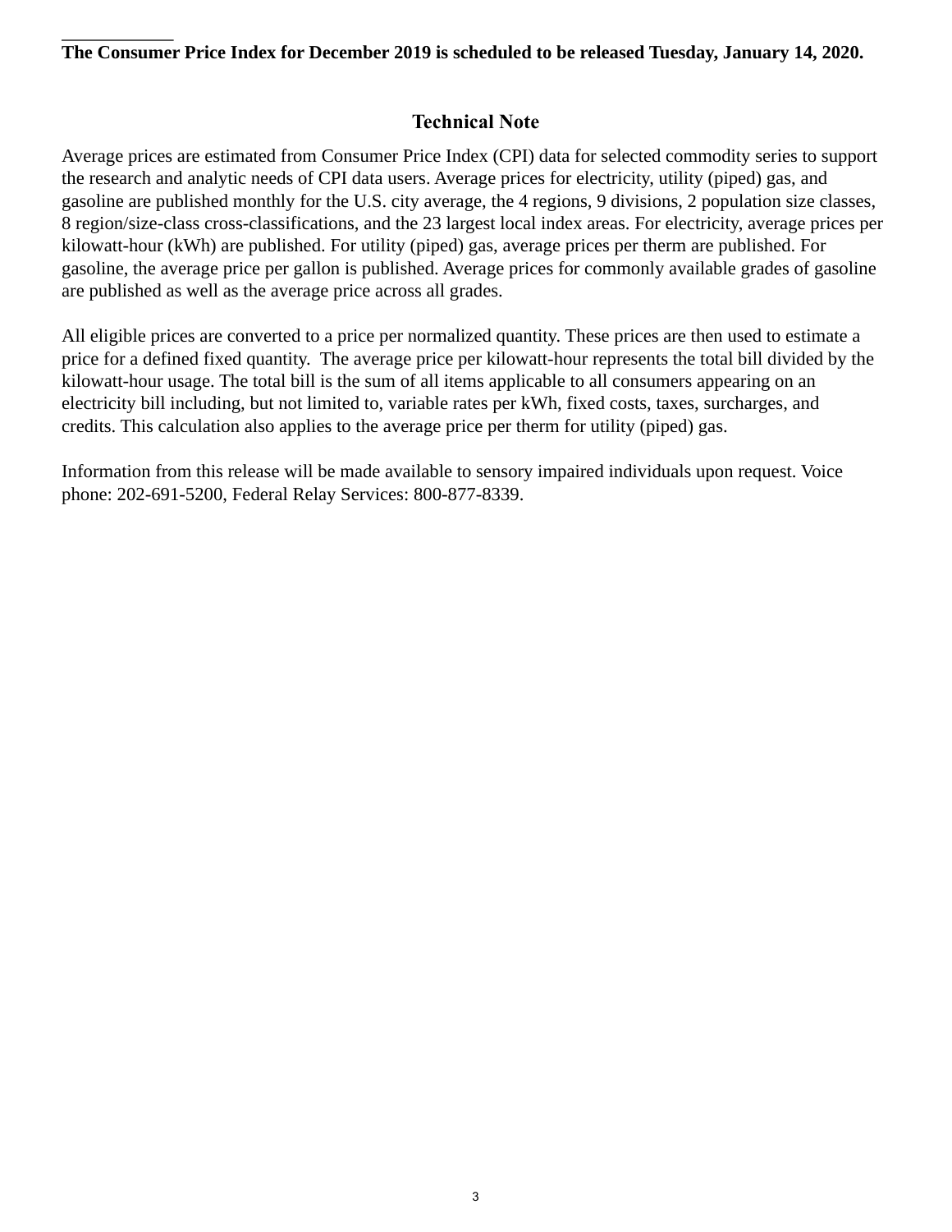**The Consumer Price Index for December 2019 is scheduled to be released Tuesday, January 14, 2020.**

## Technical Note

Average prices are estimated from Consumer Price Index (CPI) data for selected commodity series to support the research and analytic needs of CPI data users. Average prices for electricity, utility (piped) gas, and gasoline are published monthly for the U.S. city average, the 4 regions, 9 divisions, 2 population size classes, 8 region/size-class cross-classifications, and the 23 largest local index areas. For electricity, average prices per kilowatt-hour (kWh) are published. For utility (piped) gas, average prices per therm are published. For gasoline, the average price per gallon is published. Average prices for commonly available grades of gasoline are published as well as the average price across all grades.

All eligible prices are converted to a price per normalized quantity. These prices are then used to estimate a price for a defined fixed quantity. The average price per kilowatt-hour represents the total bill divided by the kilowatt-hour usage. The total bill is the sum of all items applicable to all consumers appearing on an electricity bill including, but not limited to, variable rates per kWh, fixed costs, taxes, surcharges, and credits. This calculation also applies to the average price per therm for utility (piped) gas.

Information from this release will be made available to sensory impaired individuals upon request. Voice phone: 202-691-5200, Federal Relay Services: 800-877-8339.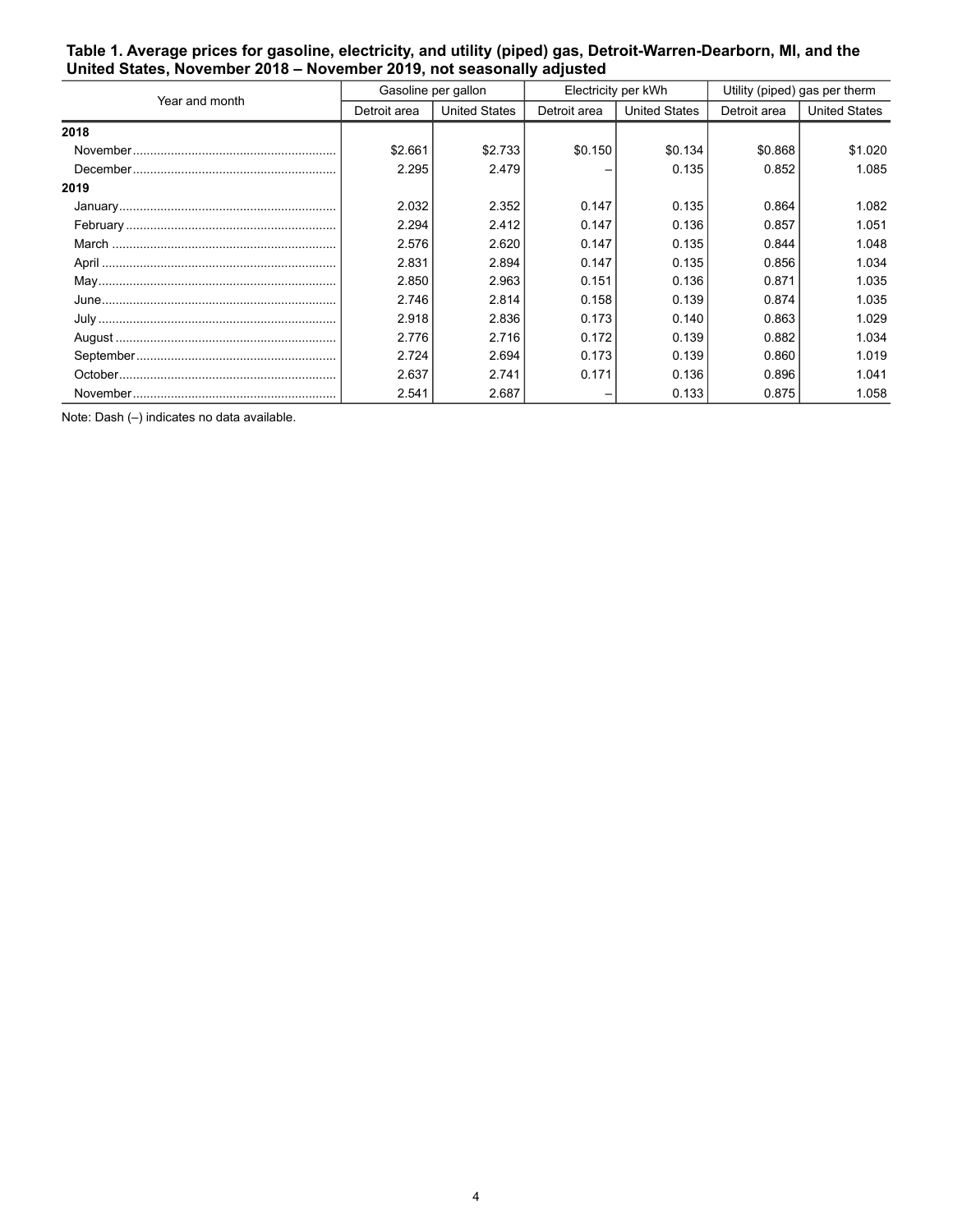**Table 1. Average prices for gasoline, electricity, and utility (piped) gas, Detroit-Warren-Dearborn, MI, and the United States, November 2018 – November 2019, not seasonally adjusted**

| Year and month | Gasoline per gallon | | Electricity per kWh | | Utility (piped) gas per therm | |
|---|---|---|---|---|---|---|
| | Detroit area | United States | Detroit area | United States | Detroit area | United States |
| **2018** | | | | | | |
| November | $2.661 | $2.733 | $0.150 | $0.134 | $0.868 | $1.020 |
| December | 2.295 | 2.479 | – | 0.135 | 0.852 | 1.085 |
| **2019** | | | | | | |
| January | 2.032 | 2.352 | 0.147 | 0.135 | 0.864 | 1.082 |
| February | 2.294 | 2.412 | 0.147 | 0.136 | 0.857 | 1.051 |
| March | 2.576 | 2.620 | 0.147 | 0.135 | 0.844 | 1.048 |
| April | 2.831 | 2.894 | 0.147 | 0.135 | 0.856 | 1.034 |
| May | 2.850 | 2.963 | 0.151 | 0.136 | 0.871 | 1.035 |
| June | 2.746 | 2.814 | 0.158 | 0.139 | 0.874 | 1.035 |
| July | 2.918 | 2.836 | 0.173 | 0.140 | 0.863 | 1.029 |
| August | 2.776 | 2.716 | 0.172 | 0.139 | 0.882 | 1.034 |
| September | 2.724 | 2.694 | 0.173 | 0.139 | 0.860 | 1.019 |
| October | 2.637 | 2.741 | 0.171 | 0.136 | 0.896 | 1.041 |
| November | 2.541 | 2.687 | – | 0.133 | 0.875 | 1.058 |

Note: Dash (–) indicates no data available.